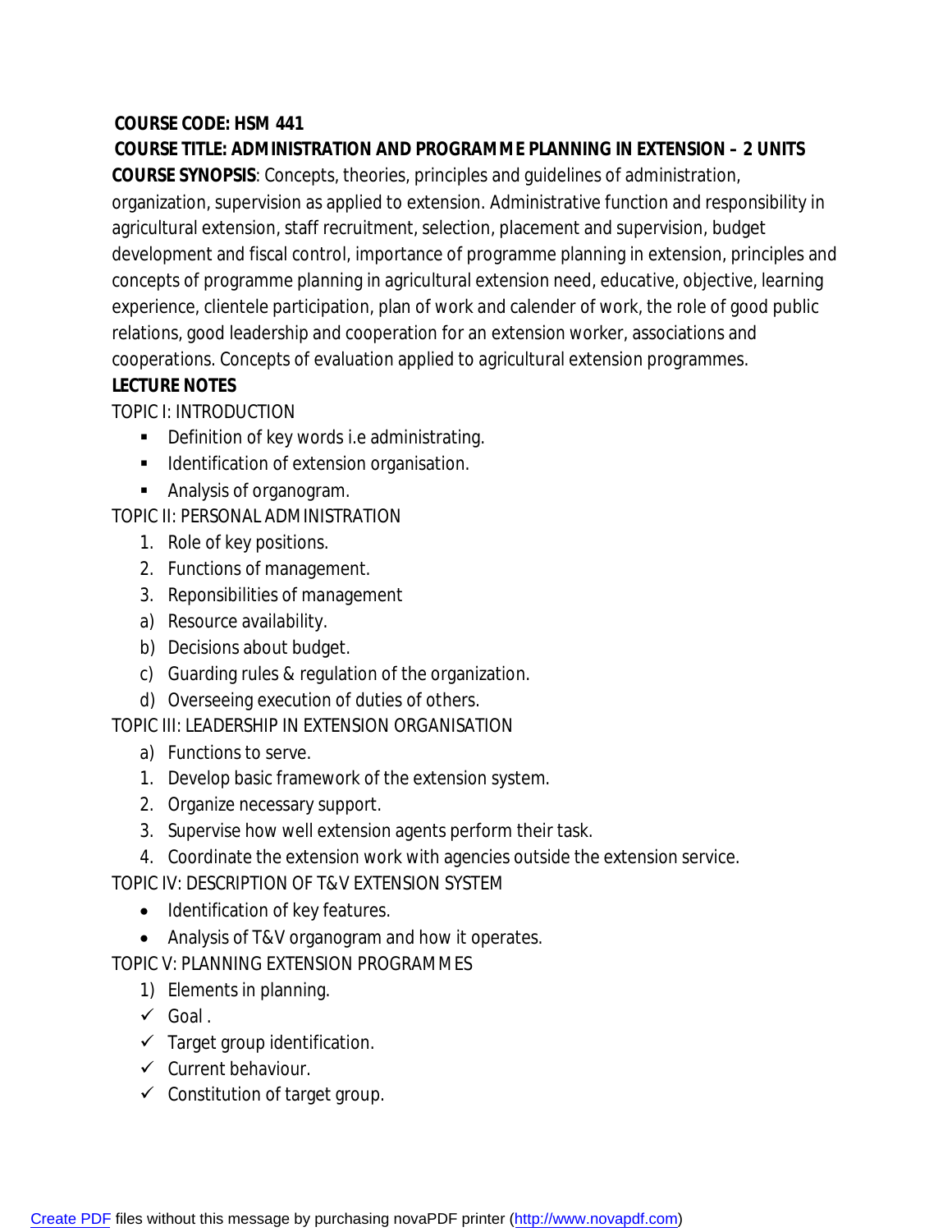**COURSE CODE: HSM 441**

**COURSE TITLE: ADMINISTRATION AND PROGRAMME PLANNING IN EXTENSION – 2 UNITS**

**COURSE SYNOPSIS**: Concepts, theories, principles and guidelines of administration, organization, supervision as applied to extension. Administrative function and responsibility in agricultural extension, staff recruitment, selection, placement and supervision, budget development and fiscal control, importance of programme planning in extension, principles and concepts of programme planning in agricultural extension need, educative, objective, learning experience, clientele participation, plan of work and calender of work, the role of good public relations, good leadership and cooperation for an extension worker, associations and cooperations. Concepts of evaluation applied to agricultural extension programmes.

**LECTURE NOTES**

TOPIC I: INTRODUCTION

- Definition of key words i.e administrating.
- Identification of extension organisation.
- Analysis of organogram.

TOPIC II: PERSONAL ADMINISTRATION

1. Role of key positions.
2. Functions of management.
3. Reponsibilities of management

a) Resource availability.
b) Decisions about budget.
c) Guarding rules & regulation of the organization.
d) Overseeing execution of duties of others.

TOPIC III: LEADERSHIP IN EXTENSION ORGANISATION

a) Functions to serve.

1. Develop basic framework of the extension system.
2. Organize necessary support.
3. Supervise how well extension agents perform their task.
4. Coordinate the extension work with agencies outside the extension service.

TOPIC IV: DESCRIPTION OF T&V EXTENSION SYSTEM

- Identification of key features.
- Analysis of T&V organogram and how it operates.

TOPIC V: PLANNING EXTENSION PROGRAMMES

1) Elements in planning.

- ✓ Goal .
- ✓ Target group identification.
- ✓ Current behaviour.
- ✓ Constitution of target group.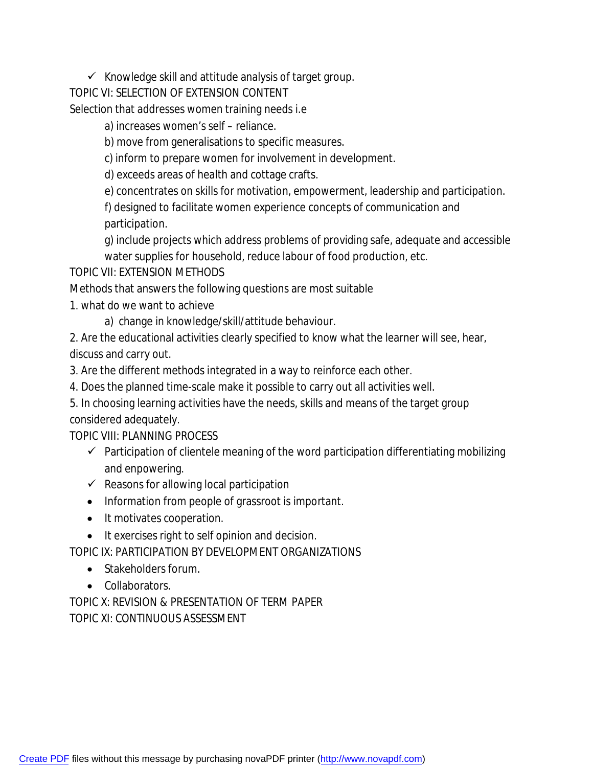- ✓ Knowledge skill and attitude analysis of target group.

TOPIC VI: SELECTION OF EXTENSION CONTENT

Selection that addresses women training needs i.e

a) increases women's self – reliance.

b) move from generalisations to specific measures.

c) inform to prepare women for involvement in development.

d) exceeds areas of health and cottage crafts.

e) concentrates on skills for motivation, empowerment, leadership and participation.

f) designed to facilitate women experience concepts of communication and participation.

g) include projects which address problems of providing safe, adequate and accessible water supplies for household, reduce labour of food production, etc.

TOPIC VII: EXTENSION METHODS

Methods that answers the following questions are most suitable

1. what do we want to achieve

    a) change in knowledge/skill/attitude behaviour.

2. Are the educational activities clearly specified to know what the learner will see, hear, discuss and carry out.

3. Are the different methods integrated in a way to reinforce each other.

4. Does the planned time-scale make it possible to carry out all activities well.

5. In choosing learning activities have the needs, skills and means of the target group considered adequately.

TOPIC VIII: PLANNING PROCESS

- ✓ Participation of clientele meaning of the word participation differentiating mobilizing and enpowering.
- ✓ Reasons for allowing local participation
- Information from people of grassroot is important.
- It motivates cooperation.
- It exercises right to self opinion and decision.

TOPIC IX: PARTICIPATION BY DEVELOPMENT ORGANIZATIONS

- Stakeholders forum.
- Collaborators.

TOPIC X: REVISION & PRESENTATION OF TERM PAPER

TOPIC XI: CONTINUOUS ASSESSMENT